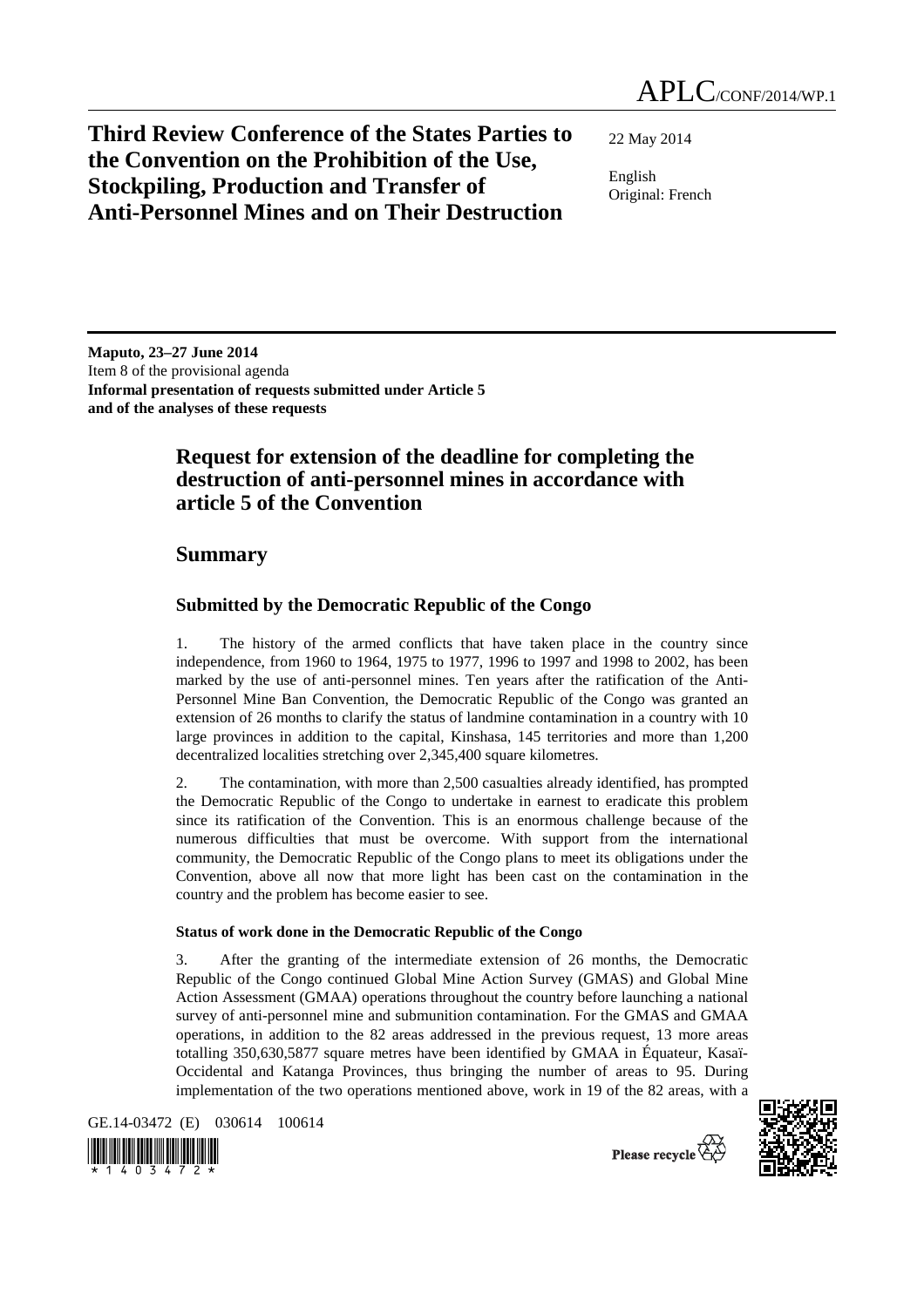APLC/CONF/2014/WP.1

# Third Review Conference of the States Parties to the Convention on the Prohibition of the Use, Stockpiling, Production and Transfer of Anti-Personnel Mines and on Their Destruction

22 May 2014

English
Original: French

**Maputo, 23–27 June 2014**
Item 8 of the provisional agenda
**Informal presentation of requests submitted under Article 5 and of the analyses of these requests**

## Request for extension of the deadline for completing the destruction of anti-personnel mines in accordance with article 5 of the Convention

## Summary

### Submitted by the Democratic Republic of the Congo

1. The history of the armed conflicts that have taken place in the country since independence, from 1960 to 1964, 1975 to 1977, 1996 to 1997 and 1998 to 2002, has been marked by the use of anti-personnel mines. Ten years after the ratification of the Anti-Personnel Mine Ban Convention, the Democratic Republic of the Congo was granted an extension of 26 months to clarify the status of landmine contamination in a country with 10 large provinces in addition to the capital, Kinshasa, 145 territories and more than 1,200 decentralized localities stretching over 2,345,400 square kilometres.

2. The contamination, with more than 2,500 casualties already identified, has prompted the Democratic Republic of the Congo to undertake in earnest to eradicate this problem since its ratification of the Convention. This is an enormous challenge because of the numerous difficulties that must be overcome. With support from the international community, the Democratic Republic of the Congo plans to meet its obligations under the Convention, above all now that more light has been cast on the contamination in the country and the problem has become easier to see.

#### Status of work done in the Democratic Republic of the Congo

3. After the granting of the intermediate extension of 26 months, the Democratic Republic of the Congo continued Global Mine Action Survey (GMAS) and Global Mine Action Assessment (GMAA) operations throughout the country before launching a national survey of anti-personnel mine and submunition contamination. For the GMAS and GMAA operations, in addition to the 82 areas addressed in the previous request, 13 more areas totalling 350,630,5877 square metres have been identified by GMAA in Équateur, Kasaï-Occidental and Katanga Provinces, thus bringing the number of areas to 95. During implementation of the two operations mentioned above, work in 19 of the 82 areas, with a

GE.14-03472 (E) 030614 100614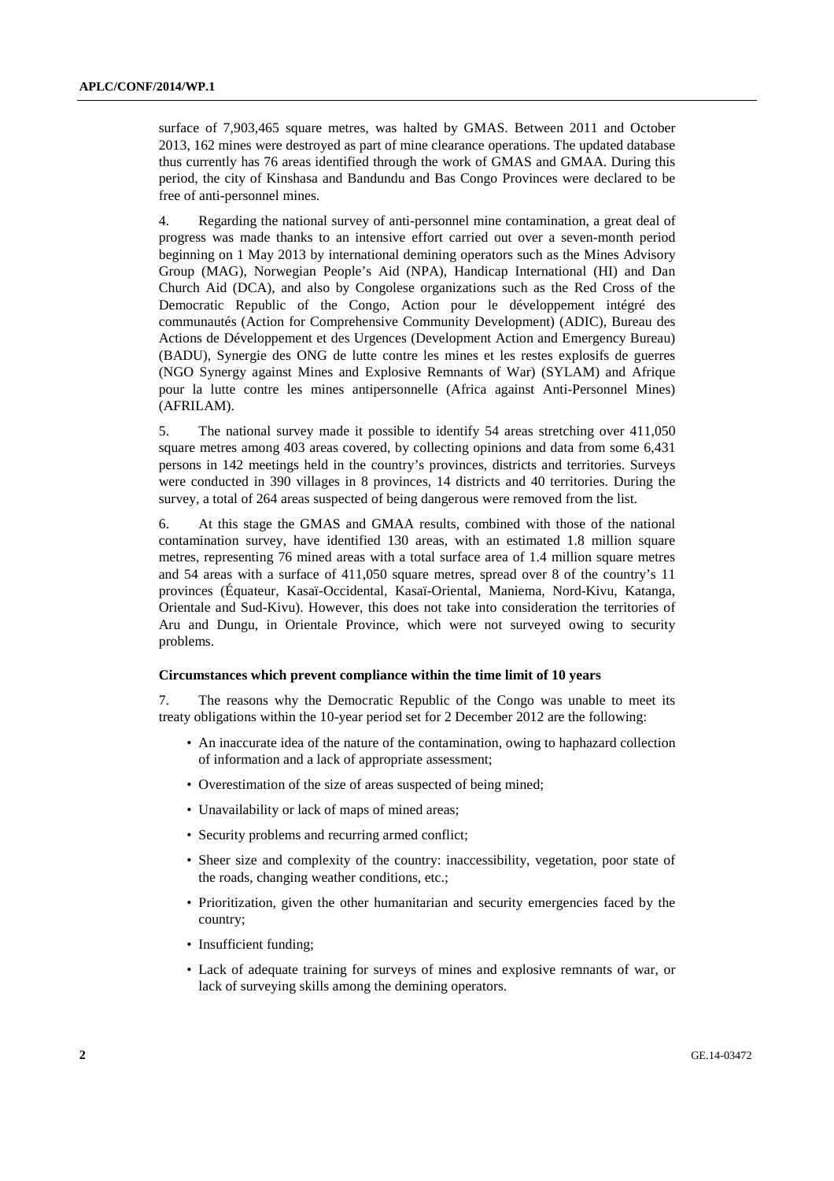surface of 7,903,465 square metres, was halted by GMAS. Between 2011 and October 2013, 162 mines were destroyed as part of mine clearance operations. The updated database thus currently has 76 areas identified through the work of GMAS and GMAA. During this period, the city of Kinshasa and Bandundu and Bas Congo Provinces were declared to be free of anti-personnel mines.

4. Regarding the national survey of anti-personnel mine contamination, a great deal of progress was made thanks to an intensive effort carried out over a seven-month period beginning on 1 May 2013 by international demining operators such as the Mines Advisory Group (MAG), Norwegian People's Aid (NPA), Handicap International (HI) and Dan Church Aid (DCA), and also by Congolese organizations such as the Red Cross of the Democratic Republic of the Congo, Action pour le développement intégré des communautés (Action for Comprehensive Community Development) (ADIC), Bureau des Actions de Développement et des Urgences (Development Action and Emergency Bureau) (BADU), Synergie des ONG de lutte contre les mines et les restes explosifs de guerres (NGO Synergy against Mines and Explosive Remnants of War) (SYLAM) and Afrique pour la lutte contre les mines antipersonnelle (Africa against Anti-Personnel Mines) (AFRILAM).

5. The national survey made it possible to identify 54 areas stretching over 411,050 square metres among 403 areas covered, by collecting opinions and data from some 6,431 persons in 142 meetings held in the country's provinces, districts and territories. Surveys were conducted in 390 villages in 8 provinces, 14 districts and 40 territories. During the survey, a total of 264 areas suspected of being dangerous were removed from the list.

6. At this stage the GMAS and GMAA results, combined with those of the national contamination survey, have identified 130 areas, with an estimated 1.8 million square metres, representing 76 mined areas with a total surface area of 1.4 million square metres and 54 areas with a surface of 411,050 square metres, spread over 8 of the country's 11 provinces (Équateur, Kasaï-Occidental, Kasaï-Oriental, Maniema, Nord-Kivu, Katanga, Orientale and Sud-Kivu). However, this does not take into consideration the territories of Aru and Dungu, in Orientale Province, which were not surveyed owing to security problems.

**Circumstances which prevent compliance within the time limit of 10 years**

7. The reasons why the Democratic Republic of the Congo was unable to meet its treaty obligations within the 10-year period set for 2 December 2012 are the following:

- An inaccurate idea of the nature of the contamination, owing to haphazard collection of information and a lack of appropriate assessment;
- Overestimation of the size of areas suspected of being mined;
- Unavailability or lack of maps of mined areas;
- Security problems and recurring armed conflict;
- Sheer size and complexity of the country: inaccessibility, vegetation, poor state of the roads, changing weather conditions, etc.;
- Prioritization, given the other humanitarian and security emergencies faced by the country;
- Insufficient funding;
- Lack of adequate training for surveys of mines and explosive remnants of war, or lack of surveying skills among the demining operators.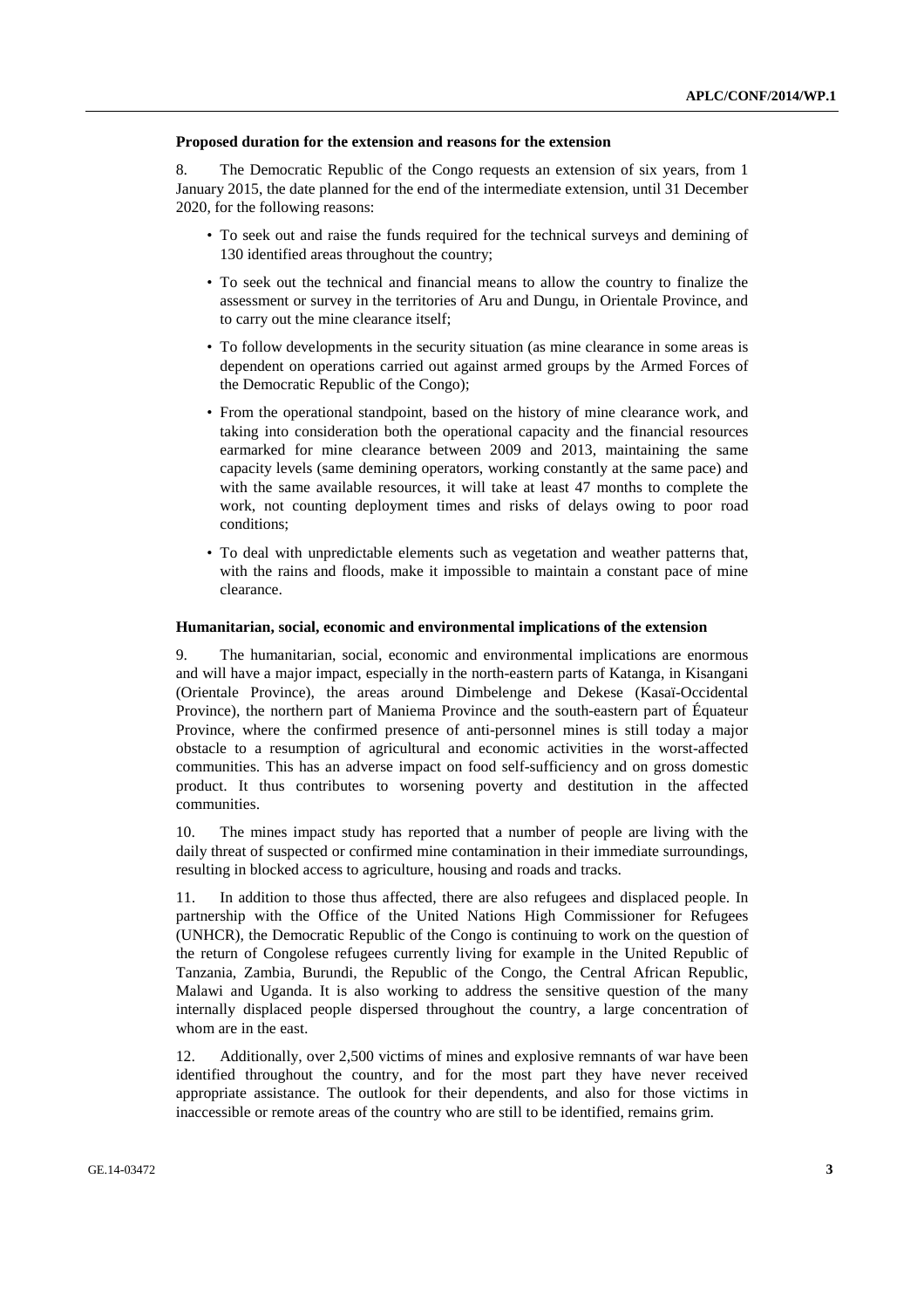**Proposed duration for the extension and reasons for the extension**

8. The Democratic Republic of the Congo requests an extension of six years, from 1 January 2015, the date planned for the end of the intermediate extension, until 31 December 2020, for the following reasons:

- To seek out and raise the funds required for the technical surveys and demining of 130 identified areas throughout the country;
- To seek out the technical and financial means to allow the country to finalize the assessment or survey in the territories of Aru and Dungu, in Orientale Province, and to carry out the mine clearance itself;
- To follow developments in the security situation (as mine clearance in some areas is dependent on operations carried out against armed groups by the Armed Forces of the Democratic Republic of the Congo);
- From the operational standpoint, based on the history of mine clearance work, and taking into consideration both the operational capacity and the financial resources earmarked for mine clearance between 2009 and 2013, maintaining the same capacity levels (same demining operators, working constantly at the same pace) and with the same available resources, it will take at least 47 months to complete the work, not counting deployment times and risks of delays owing to poor road conditions;
- To deal with unpredictable elements such as vegetation and weather patterns that, with the rains and floods, make it impossible to maintain a constant pace of mine clearance.

**Humanitarian, social, economic and environmental implications of the extension**

9. The humanitarian, social, economic and environmental implications are enormous and will have a major impact, especially in the north-eastern parts of Katanga, in Kisangani (Orientale Province), the areas around Dimbelenge and Dekese (Kasaï-Occidental Province), the northern part of Maniema Province and the south-eastern part of Équateur Province, where the confirmed presence of anti-personnel mines is still today a major obstacle to a resumption of agricultural and economic activities in the worst-affected communities. This has an adverse impact on food self-sufficiency and on gross domestic product. It thus contributes to worsening poverty and destitution in the affected communities.

10. The mines impact study has reported that a number of people are living with the daily threat of suspected or confirmed mine contamination in their immediate surroundings, resulting in blocked access to agriculture, housing and roads and tracks.

11. In addition to those thus affected, there are also refugees and displaced people. In partnership with the Office of the United Nations High Commissioner for Refugees (UNHCR), the Democratic Republic of the Congo is continuing to work on the question of the return of Congolese refugees currently living for example in the United Republic of Tanzania, Zambia, Burundi, the Republic of the Congo, the Central African Republic, Malawi and Uganda. It is also working to address the sensitive question of the many internally displaced people dispersed throughout the country, a large concentration of whom are in the east.

12. Additionally, over 2,500 victims of mines and explosive remnants of war have been identified throughout the country, and for the most part they have never received appropriate assistance. The outlook for their dependents, and also for those victims in inaccessible or remote areas of the country who are still to be identified, remains grim.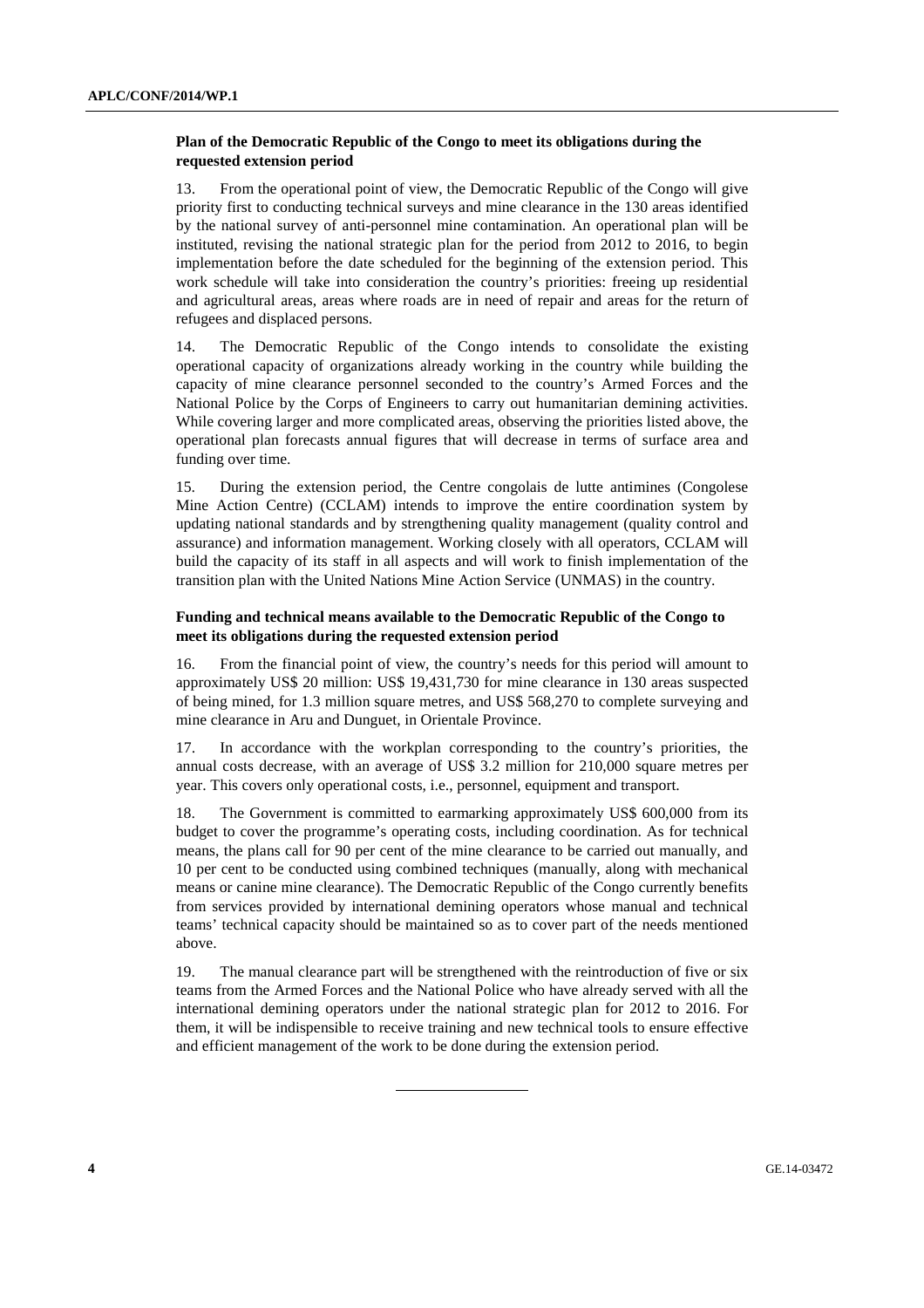**Plan of the Democratic Republic of the Congo to meet its obligations during the requested extension period**

13. From the operational point of view, the Democratic Republic of the Congo will give priority first to conducting technical surveys and mine clearance in the 130 areas identified by the national survey of anti-personnel mine contamination. An operational plan will be instituted, revising the national strategic plan for the period from 2012 to 2016, to begin implementation before the date scheduled for the beginning of the extension period. This work schedule will take into consideration the country's priorities: freeing up residential and agricultural areas, areas where roads are in need of repair and areas for the return of refugees and displaced persons.

14. The Democratic Republic of the Congo intends to consolidate the existing operational capacity of organizations already working in the country while building the capacity of mine clearance personnel seconded to the country's Armed Forces and the National Police by the Corps of Engineers to carry out humanitarian demining activities. While covering larger and more complicated areas, observing the priorities listed above, the operational plan forecasts annual figures that will decrease in terms of surface area and funding over time.

15. During the extension period, the Centre congolais de lutte antimines (Congolese Mine Action Centre) (CCLAM) intends to improve the entire coordination system by updating national standards and by strengthening quality management (quality control and assurance) and information management. Working closely with all operators, CCLAM will build the capacity of its staff in all aspects and will work to finish implementation of the transition plan with the United Nations Mine Action Service (UNMAS) in the country.

**Funding and technical means available to the Democratic Republic of the Congo to meet its obligations during the requested extension period**

16. From the financial point of view, the country's needs for this period will amount to approximately US$ 20 million: US$ 19,431,730 for mine clearance in 130 areas suspected of being mined, for 1.3 million square metres, and US$ 568,270 to complete surveying and mine clearance in Aru and Dunguet, in Orientale Province.

17. In accordance with the workplan corresponding to the country's priorities, the annual costs decrease, with an average of US$ 3.2 million for 210,000 square metres per year. This covers only operational costs, i.e., personnel, equipment and transport.

18. The Government is committed to earmarking approximately US$ 600,000 from its budget to cover the programme's operating costs, including coordination. As for technical means, the plans call for 90 per cent of the mine clearance to be carried out manually, and 10 per cent to be conducted using combined techniques (manually, along with mechanical means or canine mine clearance). The Democratic Republic of the Congo currently benefits from services provided by international demining operators whose manual and technical teams' technical capacity should be maintained so as to cover part of the needs mentioned above.

19. The manual clearance part will be strengthened with the reintroduction of five or six teams from the Armed Forces and the National Police who have already served with all the international demining operators under the national strategic plan for 2012 to 2016. For them, it will be indispensible to receive training and new technical tools to ensure effective and efficient management of the work to be done during the extension period.